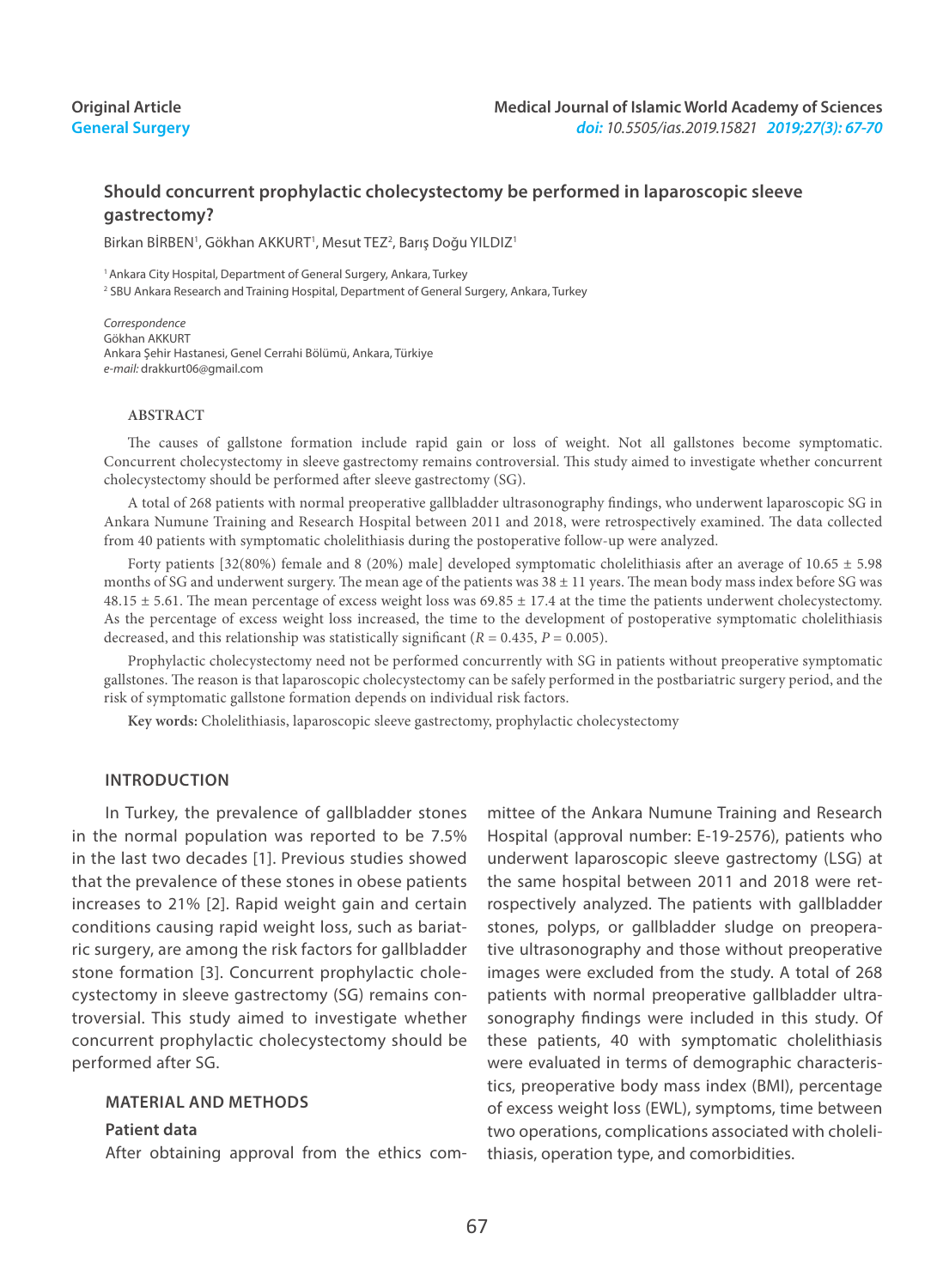Original Article
General Surgery

# Should concurrent prophylactic cholecystectomy be performed in laparoscopic sleeve gastrectomy?

Birkan BİRBEN[1], Gökhan AKKURT[1], Mesut TEZ[2], Barış Doğu YILDIZ[1]

[1] Ankara City Hospital, Department of General Surgery, Ankara, Turkey
[2] SBU Ankara Research and Training Hospital, Department of General Surgery, Ankara, Turkey

*Correspondence*
Gökhan AKKURT
Ankara Şehir Hastanesi, Genel Cerrahi Bölümü, Ankara, Türkiye
*e-mail:* drakkurt06@gmail.com

## ABSTRACT

The causes of gallstone formation include rapid gain or loss of weight. Not all gallstones become symptomatic. Concurrent cholecystectomy in sleeve gastrectomy remains controversial. This study aimed to investigate whether concurrent cholecystectomy should be performed after sleeve gastrectomy (SG).

A total of 268 patients with normal preoperative gallbladder ultrasonography findings, who underwent laparoscopic SG in Ankara Numune Training and Research Hospital between 2011 and 2018, were retrospectively examined. The data collected from 40 patients with symptomatic cholelithiasis during the postoperative follow-up were analyzed.

Forty patients [32(80%) female and 8 (20%) male] developed symptomatic cholelithiasis after an average of 10.65 ± 5.98 months of SG and underwent surgery. The mean age of the patients was 38 ± 11 years. The mean body mass index before SG was 48.15 ± 5.61. The mean percentage of excess weight loss was 69.85 ± 17.4 at the time the patients underwent cholecystectomy. As the percentage of excess weight loss increased, the time to the development of postoperative symptomatic cholelithiasis decreased, and this relationship was statistically significant ($R = 0.435$, $P = 0.005$).

Prophylactic cholecystectomy need not be performed concurrently with SG in patients without preoperative symptomatic gallstones. The reason is that laparoscopic cholecystectomy can be safely performed in the postbariatric surgery period, and the risk of symptomatic gallstone formation depends on individual risk factors.

**Key words:** Cholelithiasis, laparoscopic sleeve gastrectomy, prophylactic cholecystectomy

## INTRODUCTION

In Turkey, the prevalence of gallbladder stones in the normal population was reported to be 7.5% in the last two decades [1]. Previous studies showed that the prevalence of these stones in obese patients increases to 21% [2]. Rapid weight gain and certain conditions causing rapid weight loss, such as bariatric surgery, are among the risk factors for gallbladder stone formation [3]. Concurrent prophylactic cholecystectomy in sleeve gastrectomy (SG) remains controversial. This study aimed to investigate whether concurrent prophylactic cholecystectomy should be performed after SG.

## MATERIAL AND METHODS

### Patient data

After obtaining approval from the ethics committee of the Ankara Numune Training and Research Hospital (approval number: E-19-2576), patients who underwent laparoscopic sleeve gastrectomy (LSG) at the same hospital between 2011 and 2018 were retrospectively analyzed. The patients with gallbladder stones, polyps, or gallbladder sludge on preoperative ultrasonography and those without preoperative images were excluded from the study. A total of 268 patients with normal preoperative gallbladder ultrasonography findings were included in this study. Of these patients, 40 with symptomatic cholelithiasis were evaluated in terms of demographic characteristics, preoperative body mass index (BMI), percentage of excess weight loss (EWL), symptoms, time between two operations, complications associated with cholelithiasis, operation type, and comorbidities.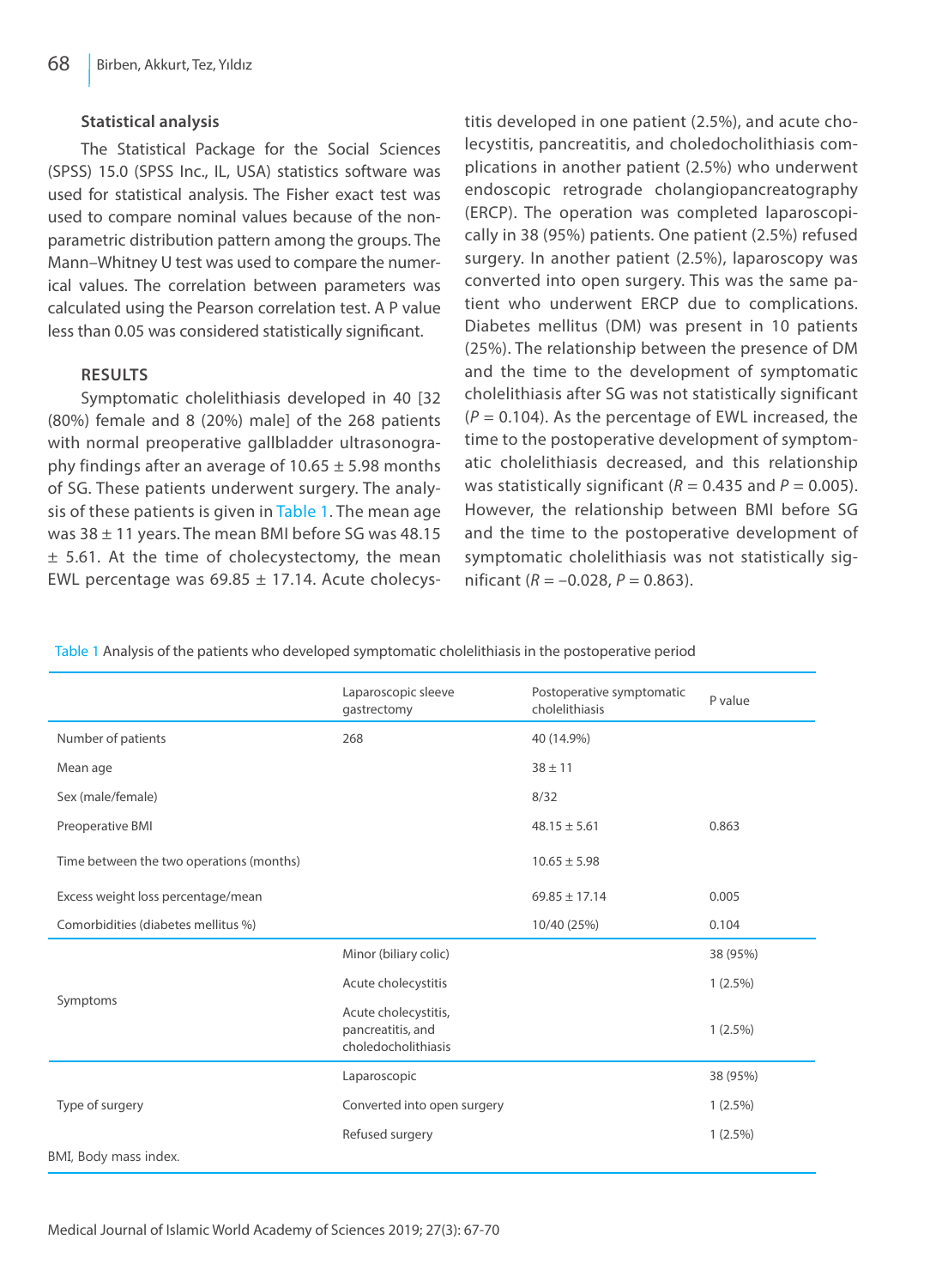### Statistical analysis

The Statistical Package for the Social Sciences (SPSS) 15.0 (SPSS Inc., IL, USA) statistics software was used for statistical analysis. The Fisher exact test was used to compare nominal values because of the nonparametric distribution pattern among the groups. The Mann–Whitney U test was used to compare the numerical values. The correlation between parameters was calculated using the Pearson correlation test. A P value less than 0.05 was considered statistically significant.

### RESULTS

Symptomatic cholelithiasis developed in 40 [32 (80%) female and 8 (20%) male] of the 268 patients with normal preoperative gallbladder ultrasonography findings after an average of 10.65 ± 5.98 months of SG. These patients underwent surgery. The analysis of these patients is given in Table 1. The mean age was 38 ± 11 years. The mean BMI before SG was 48.15 ± 5.61. At the time of cholecystectomy, the mean EWL percentage was 69.85 ± 17.14. Acute cholecystitis developed in one patient (2.5%), and acute cholecystitis, pancreatitis, and choledocholithiasis complications in another patient (2.5%) who underwent endoscopic retrograde cholangiopancreatography (ERCP). The operation was completed laparoscopically in 38 (95%) patients. One patient (2.5%) refused surgery. In another patient (2.5%), laparoscopy was converted into open surgery. This was the same patient who underwent ERCP due to complications. Diabetes mellitus (DM) was present in 10 patients (25%). The relationship between the presence of DM and the time to the development of symptomatic cholelithiasis after SG was not statistically significant ($P = 0.104$). As the percentage of EWL increased, the time to the postoperative development of symptomatic cholelithiasis decreased, and this relationship was statistically significant ($R = 0.435$ and $P = 0.005$). However, the relationship between BMI before SG and the time to the postoperative development of symptomatic cholelithiasis was not statistically significant ($R = -0.028$, $P = 0.863$).

Table 1 Analysis of the patients who developed symptomatic cholelithiasis in the postoperative period

| | Laparoscopic sleeve gastrectomy | Postoperative symptomatic cholelithiasis | P value |
|---|---|---|---|
| Number of patients | 268 | 40 (14.9%) | |
| Mean age | | 38 ± 11 | |
| Sex (male/female) | | 8/32 | |
| Preoperative BMI | | 48.15 ± 5.61 | 0.863 |
| Time between the two operations (months) | | 10.65 ± 5.98 | |
| Excess weight loss percentage/mean | | 69.85 ± 17.14 | 0.005 |
| Comorbidities (diabetes mellitus %) | | 10/40 (25%) | 0.104 |
| Symptoms | Minor (biliary colic) | | 38 (95%) |
| | Acute cholecystitis | | 1 (2.5%) |
| | Acute cholecystitis, pancreatitis, and choledocholithiasis | | 1 (2.5%) |
| Type of surgery | Laparoscopic | | 38 (95%) |
| | Converted into open surgery | | 1 (2.5%) |
| | Refused surgery | | 1 (2.5%) |

BMI, Body mass index.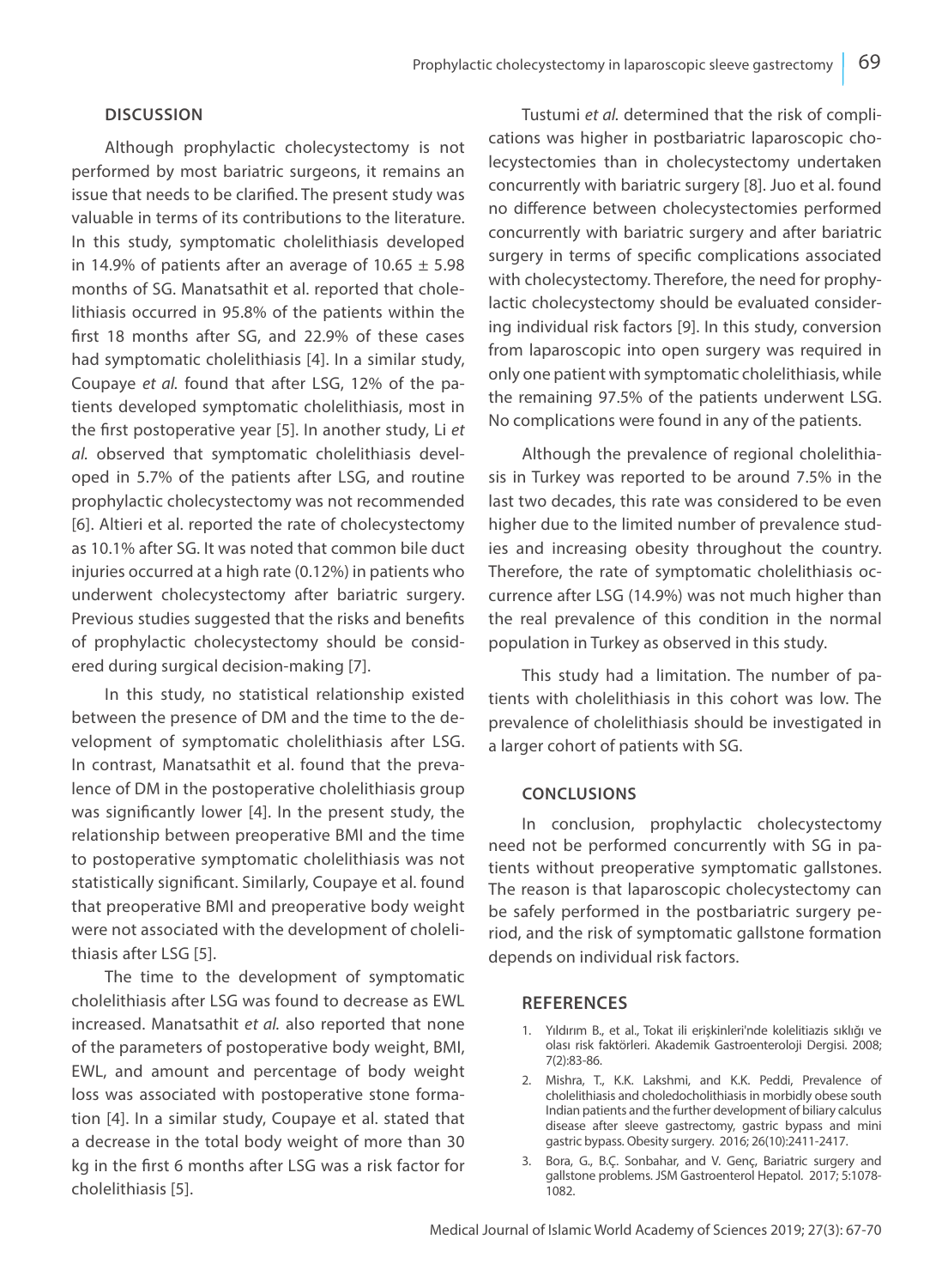## DISCUSSION

Although prophylactic cholecystectomy is not performed by most bariatric surgeons, it remains an issue that needs to be clarified. The present study was valuable in terms of its contributions to the literature. In this study, symptomatic cholelithiasis developed in 14.9% of patients after an average of $10.65 \pm 5.98$ months of SG. Manatsathit et al. reported that cholelithiasis occurred in 95.8% of the patients within the first 18 months after SG, and 22.9% of these cases had symptomatic cholelithiasis [4]. In a similar study, Coupaye *et al.* found that after LSG, 12% of the patients developed symptomatic cholelithiasis, most in the first postoperative year [5]. In another study, Li *et al.* observed that symptomatic cholelithiasis developed in 5.7% of the patients after LSG, and routine prophylactic cholecystectomy was not recommended [6]. Altieri et al. reported the rate of cholecystectomy as 10.1% after SG. It was noted that common bile duct injuries occurred at a high rate (0.12%) in patients who underwent cholecystectomy after bariatric surgery. Previous studies suggested that the risks and benefits of prophylactic cholecystectomy should be considered during surgical decision-making [7].

In this study, no statistical relationship existed between the presence of DM and the time to the development of symptomatic cholelithiasis after LSG. In contrast, Manatsathit et al. found that the prevalence of DM in the postoperative cholelithiasis group was significantly lower [4]. In the present study, the relationship between preoperative BMI and the time to postoperative symptomatic cholelithiasis was not statistically significant. Similarly, Coupaye et al. found that preoperative BMI and preoperative body weight were not associated with the development of cholelithiasis after LSG [5].

The time to the development of symptomatic cholelithiasis after LSG was found to decrease as EWL increased. Manatsathit *et al.* also reported that none of the parameters of postoperative body weight, BMI, EWL, and amount and percentage of body weight loss was associated with postoperative stone formation [4]. In a similar study, Coupaye et al. stated that a decrease in the total body weight of more than 30 kg in the first 6 months after LSG was a risk factor for cholelithiasis [5].

Tustumi *et al.* determined that the risk of complications was higher in postbariatric laparoscopic cholecystectomies than in cholecystectomy undertaken concurrently with bariatric surgery [8]. Juo et al. found no difference between cholecystectomies performed concurrently with bariatric surgery and after bariatric surgery in terms of specific complications associated with cholecystectomy. Therefore, the need for prophylactic cholecystectomy should be evaluated considering individual risk factors [9]. In this study, conversion from laparoscopic into open surgery was required in only one patient with symptomatic cholelithiasis, while the remaining 97.5% of the patients underwent LSG. No complications were found in any of the patients.

Although the prevalence of regional cholelithiasis in Turkey was reported to be around 7.5% in the last two decades, this rate was considered to be even higher due to the limited number of prevalence studies and increasing obesity throughout the country. Therefore, the rate of symptomatic cholelithiasis occurrence after LSG (14.9%) was not much higher than the real prevalence of this condition in the normal population in Turkey as observed in this study.

This study had a limitation. The number of patients with cholelithiasis in this cohort was low. The prevalence of cholelithiasis should be investigated in a larger cohort of patients with SG.

## CONCLUSIONS

In conclusion, prophylactic cholecystectomy need not be performed concurrently with SG in patients without preoperative symptomatic gallstones. The reason is that laparoscopic cholecystectomy can be safely performed in the postbariatric surgery period, and the risk of symptomatic gallstone formation depends on individual risk factors.

## REFERENCES

1. Yıldırım B., et al., Tokat ili erişkinleri'nde kolelitiazis sıklığı ve olası risk faktörleri. Akademik Gastroenteroloji Dergisi. 2008; 7(2):83-86.
2. Mishra, T., K.K. Lakshmi, and K.K. Peddi, Prevalence of cholelithiasis and choledocholithiasis in morbidly obese south Indian patients and the further development of biliary calculus disease after sleeve gastrectomy, gastric bypass and mini gastric bypass. Obesity surgery. 2016; 26(10):2411-2417.
3. Bora, G., B.Ç. Sonbahar, and V. Genç, Bariatric surgery and gallstone problems. JSM Gastroenterol Hepatol. 2017; 5:1078-1082.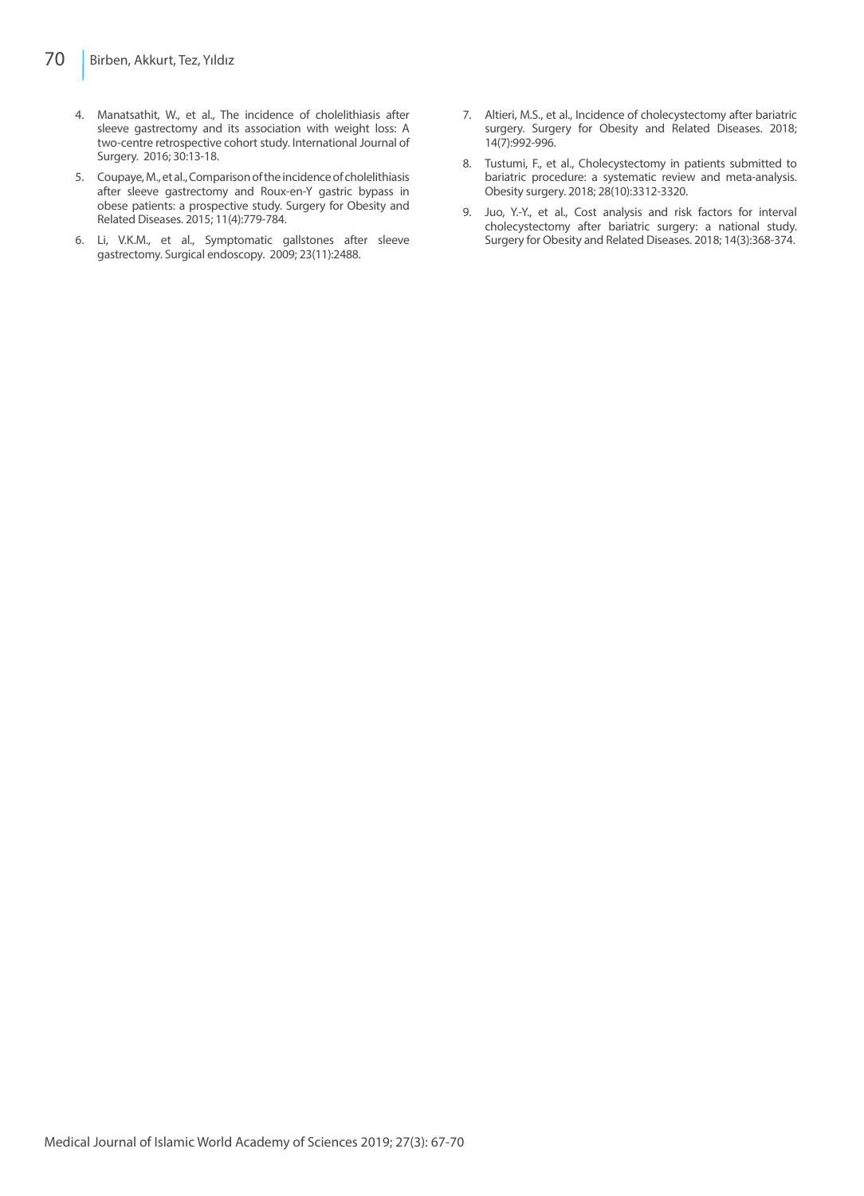4. Manatsathit, W., et al., The incidence of cholelithiasis after sleeve gastrectomy and its association with weight loss: A two-centre retrospective cohort study. International Journal of Surgery. 2016; 30:13-18.
5. Coupaye, M., et al., Comparison of the incidence of cholelithiasis after sleeve gastrectomy and Roux-en-Y gastric bypass in obese patients: a prospective study. Surgery for Obesity and Related Diseases. 2015; 11(4):779-784.
6. Li, V.K.M., et al., Symptomatic gallstones after sleeve gastrectomy. Surgical endoscopy. 2009; 23(11):2488.
7. Altieri, M.S., et al., Incidence of cholecystectomy after bariatric surgery. Surgery for Obesity and Related Diseases. 2018; 14(7):992-996.
8. Tustumi, F., et al., Cholecystectomy in patients submitted to bariatric procedure: a systematic review and meta-analysis. Obesity surgery. 2018; 28(10):3312-3320.
9. Juo, Y.-Y., et al., Cost analysis and risk factors for interval cholecystectomy after bariatric surgery: a national study. Surgery for Obesity and Related Diseases. 2018; 14(3):368-374.